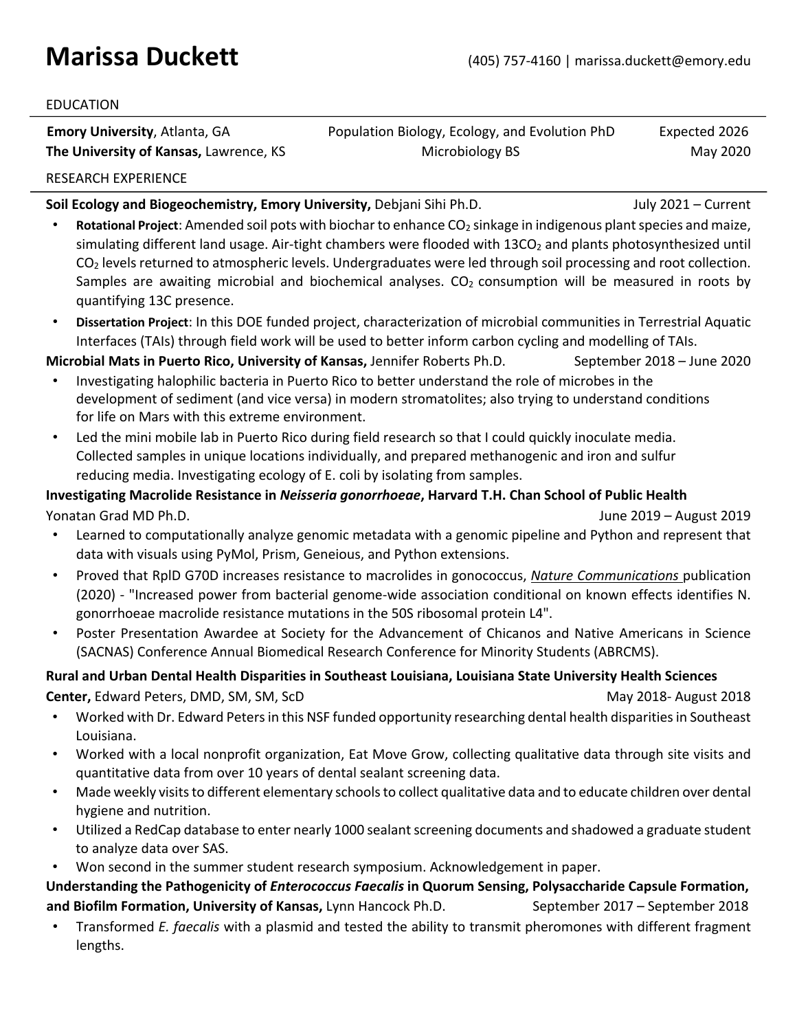# Marissa Duckett

(405) 757-4160 | marissa.duckett@emory.edu

## EDUCATION

**Emory University**, Atlanta, GA — Population Biology, Ecology, and Evolution PhD — Expected 2026

**The University of Kansas,** Lawrence, KS — Microbiology BS — May 2020

## RESEARCH EXPERIENCE

**Soil Ecology and Biogeochemistry, Emory University,** Debjani Sihi Ph.D. — July 2021 – Current

- **Rotational Project**: Amended soil pots with biochar to enhance $CO_2$ sinkage in indigenous plant species and maize, simulating different land usage. Air-tight chambers were flooded with 13$CO_2$ and plants photosynthesized until $CO_2$ levels returned to atmospheric levels. Undergraduates were led through soil processing and root collection. Samples are awaiting microbial and biochemical analyses. $CO_2$ consumption will be measured in roots by quantifying 13C presence.
- **Dissertation Project**: In this DOE funded project, characterization of microbial communities in Terrestrial Aquatic Interfaces (TAIs) through field work will be used to better inform carbon cycling and modelling of TAIs.

**Microbial Mats in Puerto Rico, University of Kansas,** Jennifer Roberts Ph.D. — September 2018 – June 2020

- Investigating halophilic bacteria in Puerto Rico to better understand the role of microbes in the development of sediment (and vice versa) in modern stromatolites; also trying to understand conditions for life on Mars with this extreme environment.
- Led the mini mobile lab in Puerto Rico during field research so that I could quickly inoculate media. Collected samples in unique locations individually, and prepared methanogenic and iron and sulfur reducing media. Investigating ecology of E. coli by isolating from samples.

**Investigating Macrolide Resistance in *Neisseria gonorrhoeae*, Harvard T.H. Chan School of Public Health**
Yonatan Grad MD Ph.D. — June 2019 – August 2019

- Learned to computationally analyze genomic metadata with a genomic pipeline and Python and represent that data with visuals using PyMol, Prism, Geneious, and Python extensions.
- Proved that RplD G70D increases resistance to macrolides in gonococcus, *Nature Communications* publication (2020) - "Increased power from bacterial genome-wide association conditional on known effects identifies N. gonorrhoeae macrolide resistance mutations in the 50S ribosomal protein L4".
- Poster Presentation Awardee at Society for the Advancement of Chicanos and Native Americans in Science (SACNAS) Conference Annual Biomedical Research Conference for Minority Students (ABRCMS).

**Rural and Urban Dental Health Disparities in Southeast Louisiana, Louisiana State University Health Sciences Center,** Edward Peters, DMD, SM, SM, ScD — May 2018- August 2018

- Worked with Dr. Edward Peters in this NSF funded opportunity researching dental health disparities in Southeast Louisiana.
- Worked with a local nonprofit organization, Eat Move Grow, collecting qualitative data through site visits and quantitative data from over 10 years of dental sealant screening data.
- Made weekly visits to different elementary schools to collect qualitative data and to educate children over dental hygiene and nutrition.
- Utilized a RedCap database to enter nearly 1000 sealant screening documents and shadowed a graduate student to analyze data over SAS.
- Won second in the summer student research symposium. Acknowledgement in paper.

**Understanding the Pathogenicity of *Enterococcus Faecalis* in Quorum Sensing, Polysaccharide Capsule Formation, and Biofilm Formation, University of Kansas,** Lynn Hancock Ph.D. — September 2017 – September 2018

- Transformed *E. faecalis* with a plasmid and tested the ability to transmit pheromones with different fragment lengths.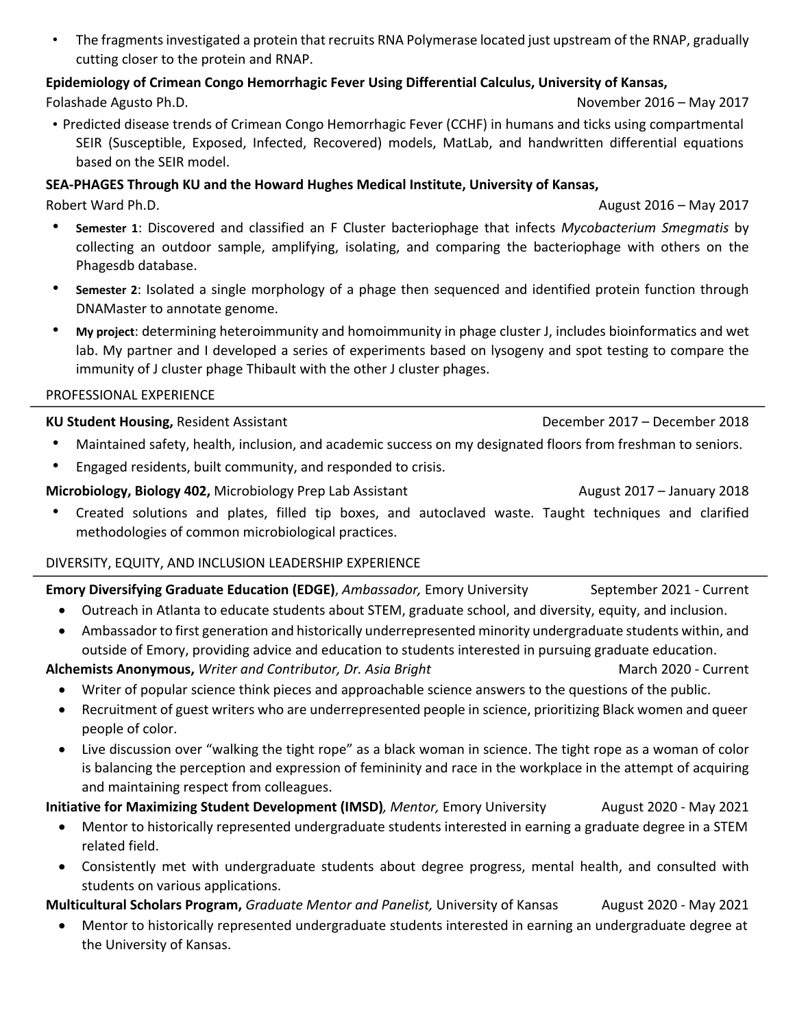- The fragments investigated a protein that recruits RNA Polymerase located just upstream of the RNAP, gradually cutting closer to the protein and RNAP.

**Epidemiology of Crimean Congo Hemorrhagic Fever Using Differential Calculus, University of Kansas,**
Folashade Agusto Ph.D. November 2016 – May 2017

- Predicted disease trends of Crimean Congo Hemorrhagic Fever (CCHF) in humans and ticks using compartmental SEIR (Susceptible, Exposed, Infected, Recovered) models, MatLab, and handwritten differential equations based on the SEIR model.

**SEA-PHAGES Through KU and the Howard Hughes Medical Institute, University of Kansas,**
Robert Ward Ph.D. August 2016 – May 2017

- **Semester 1**: Discovered and classified an F Cluster bacteriophage that infects *Mycobacterium Smegmatis* by collecting an outdoor sample, amplifying, isolating, and comparing the bacteriophage with others on the Phagesdb database.
- **Semester 2**: Isolated a single morphology of a phage then sequenced and identified protein function through DNAMaster to annotate genome.
- **My project**: determining heteroimmunity and homoimmunity in phage cluster J, includes bioinformatics and wet lab. My partner and I developed a series of experiments based on lysogeny and spot testing to compare the immunity of J cluster phage Thibault with the other J cluster phages.

## PROFESSIONAL EXPERIENCE

**KU Student Housing,** Resident Assistant December 2017 – December 2018

- Maintained safety, health, inclusion, and academic success on my designated floors from freshman to seniors.
- Engaged residents, built community, and responded to crisis.

**Microbiology, Biology 402,** Microbiology Prep Lab Assistant August 2017 – January 2018

- Created solutions and plates, filled tip boxes, and autoclaved waste. Taught techniques and clarified methodologies of common microbiological practices.

## DIVERSITY, EQUITY, AND INCLUSION LEADERSHIP EXPERIENCE

**Emory Diversifying Graduate Education (EDGE)**, *Ambassador,* Emory University September 2021 - Current

- Outreach in Atlanta to educate students about STEM, graduate school, and diversity, equity, and inclusion.
- Ambassador to first generation and historically underrepresented minority undergraduate students within, and outside of Emory, providing advice and education to students interested in pursuing graduate education.

**Alchemists Anonymous,** *Writer and Contributor, Dr. Asia Bright* March 2020 - Current

- Writer of popular science think pieces and approachable science answers to the questions of the public.
- Recruitment of guest writers who are underrepresented people in science, prioritizing Black women and queer people of color.
- Live discussion over "walking the tight rope" as a black woman in science. The tight rope as a woman of color is balancing the perception and expression of femininity and race in the workplace in the attempt of acquiring and maintaining respect from colleagues.

**Initiative for Maximizing Student Development (IMSD)***, Mentor,* Emory University August 2020 - May 2021

- Mentor to historically represented undergraduate students interested in earning a graduate degree in a STEM related field.
- Consistently met with undergraduate students about degree progress, mental health, and consulted with students on various applications.

**Multicultural Scholars Program,** *Graduate Mentor and Panelist,* University of Kansas August 2020 - May 2021

- Mentor to historically represented undergraduate students interested in earning an undergraduate degree at the University of Kansas.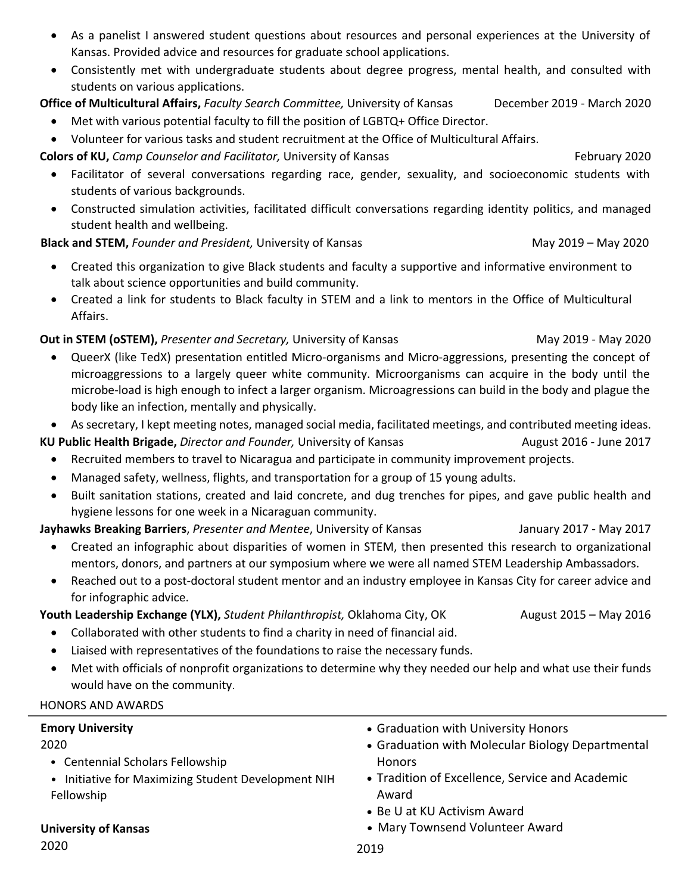- As a panelist I answered student questions about resources and personal experiences at the University of Kansas. Provided advice and resources for graduate school applications.
- Consistently met with undergraduate students about degree progress, mental health, and consulted with students on various applications.

**Office of Multicultural Affairs,** *Faculty Search Committee,* University of Kansas — December 2019 - March 2020

- Met with various potential faculty to fill the position of LGBTQ+ Office Director.
- Volunteer for various tasks and student recruitment at the Office of Multicultural Affairs.

**Colors of KU,** *Camp Counselor and Facilitator,* University of Kansas — February 2020

- Facilitator of several conversations regarding race, gender, sexuality, and socioeconomic students with students of various backgrounds.
- Constructed simulation activities, facilitated difficult conversations regarding identity politics, and managed student health and wellbeing.

**Black and STEM,** *Founder and President,* University of Kansas — May 2019 – May 2020

- Created this organization to give Black students and faculty a supportive and informative environment to talk about science opportunities and build community.
- Created a link for students to Black faculty in STEM and a link to mentors in the Office of Multicultural Affairs.

**Out in STEM (oSTEM),** *Presenter and Secretary,* University of Kansas — May 2019 - May 2020

- QueerX (like TedX) presentation entitled Micro-organisms and Micro-aggressions, presenting the concept of microaggressions to a largely queer white community. Microorganisms can acquire in the body until the microbe-load is high enough to infect a larger organism. Microagressions can build in the body and plague the body like an infection, mentally and physically.
- As secretary, I kept meeting notes, managed social media, facilitated meetings, and contributed meeting ideas.

**KU Public Health Brigade,** *Director and Founder,* University of Kansas — August 2016 - June 2017

- Recruited members to travel to Nicaragua and participate in community improvement projects.
- Managed safety, wellness, flights, and transportation for a group of 15 young adults.
- Built sanitation stations, created and laid concrete, and dug trenches for pipes, and gave public health and hygiene lessons for one week in a Nicaraguan community.

**Jayhawks Breaking Barriers**, *Presenter and Mentee*, University of Kansas — January 2017 - May 2017

- Created an infographic about disparities of women in STEM, then presented this research to organizational mentors, donors, and partners at our symposium where we were all named STEM Leadership Ambassadors.
- Reached out to a post-doctoral student mentor and an industry employee in Kansas City for career advice and for infographic advice.

**Youth Leadership Exchange (YLX),** *Student Philanthropist,* Oklahoma City, OK — August 2015 – May 2016

- Collaborated with other students to find a charity in need of financial aid.
- Liaised with representatives of the foundations to raise the necessary funds.
- Met with officials of nonprofit organizations to determine why they needed our help and what use their funds would have on the community.

## HONORS AND AWARDS

**Emory University**
2020

- Centennial Scholars Fellowship
- Initiative for Maximizing Student Development NIH Fellowship

**University of Kansas**
2020

- Graduation with University Honors
- Graduation with Molecular Biology Departmental Honors
- Tradition of Excellence, Service and Academic Award
- Be U at KU Activism Award
- Mary Townsend Volunteer Award

2019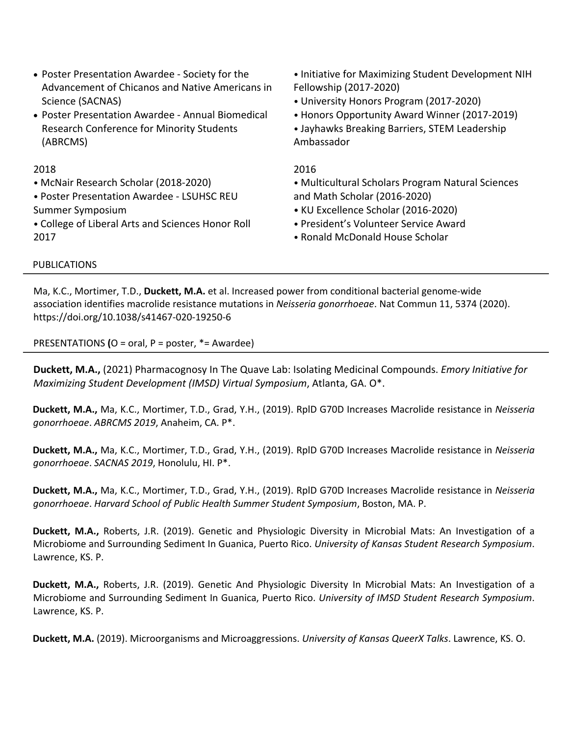- Poster Presentation Awardee - Society for the Advancement of Chicanos and Native Americans in Science (SACNAS)
- Poster Presentation Awardee - Annual Biomedical Research Conference for Minority Students (ABRCMS)

2018

- McNair Research Scholar (2018-2020)
- Poster Presentation Awardee - LSUHSC REU Summer Symposium
- College of Liberal Arts and Sciences Honor Roll 2017

- Initiative for Maximizing Student Development NIH Fellowship (2017-2020)
- University Honors Program (2017-2020)
- Honors Opportunity Award Winner (2017-2019)
- Jayhawks Breaking Barriers, STEM Leadership Ambassador

2016

- Multicultural Scholars Program Natural Sciences and Math Scholar (2016-2020)
- KU Excellence Scholar (2016-2020)
- President's Volunteer Service Award
- Ronald McDonald House Scholar

## PUBLICATIONS

Ma, K.C., Mortimer, T.D., **Duckett, M.A.** et al. Increased power from conditional bacterial genome-wide association identifies macrolide resistance mutations in *Neisseria gonorrhoeae*. Nat Commun 11, 5374 (2020). https://doi.org/10.1038/s41467-020-19250-6

## PRESENTATIONS (O = oral, P = poster, *= Awardee)

**Duckett, M.A.,** (2021) Pharmacognosy In The Quave Lab: Isolating Medicinal Compounds. *Emory Initiative for Maximizing Student Development (IMSD) Virtual Symposium*, Atlanta, GA. O*.

**Duckett, M.A.,** Ma, K.C., Mortimer, T.D., Grad, Y.H., (2019). RplD G70D Increases Macrolide resistance in *Neisseria gonorrhoeae*. *ABRCMS 2019*, Anaheim, CA. P*.

**Duckett, M.A.,** Ma, K.C., Mortimer, T.D., Grad, Y.H., (2019). RplD G70D Increases Macrolide resistance in *Neisseria gonorrhoeae*. *SACNAS 2019*, Honolulu, HI. P*.

**Duckett, M.A.,** Ma, K.C., Mortimer, T.D., Grad, Y.H., (2019). RplD G70D Increases Macrolide resistance in *Neisseria gonorrhoeae*. *Harvard School of Public Health Summer Student Symposium*, Boston, MA. P.

**Duckett, M.A.,** Roberts, J.R. (2019). Genetic and Physiologic Diversity in Microbial Mats: An Investigation of a Microbiome and Surrounding Sediment In Guanica, Puerto Rico. *University of Kansas Student Research Symposium*. Lawrence, KS. P.

**Duckett, M.A.,** Roberts, J.R. (2019). Genetic And Physiologic Diversity In Microbial Mats: An Investigation of a Microbiome and Surrounding Sediment In Guanica, Puerto Rico. *University of IMSD Student Research Symposium*. Lawrence, KS. P.

**Duckett, M.A.** (2019). Microorganisms and Microaggressions. *University of Kansas QueerX Talks*. Lawrence, KS. O.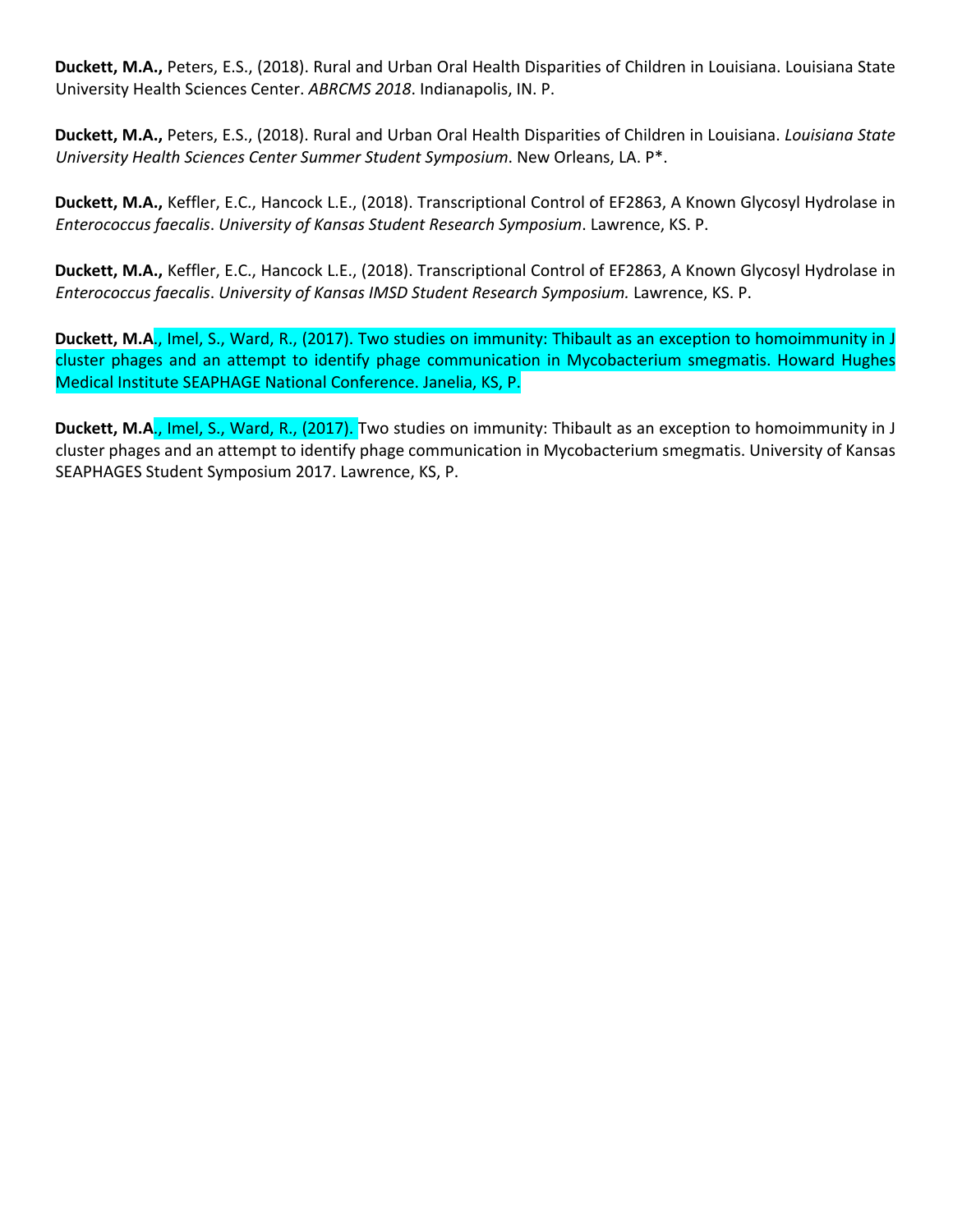**Duckett, M.A.,** Peters, E.S., (2018). Rural and Urban Oral Health Disparities of Children in Louisiana. Louisiana State University Health Sciences Center. *ABRCMS 2018*. Indianapolis, IN. P.

**Duckett, M.A.,** Peters, E.S., (2018). Rural and Urban Oral Health Disparities of Children in Louisiana. *Louisiana State University Health Sciences Center Summer Student Symposium*. New Orleans, LA. P*.

**Duckett, M.A.,** Keffler, E.C., Hancock L.E., (2018). Transcriptional Control of EF2863, A Known Glycosyl Hydrolase in *Enterococcus faecalis*. *University of Kansas Student Research Symposium*. Lawrence, KS. P.

**Duckett, M.A.,** Keffler, E.C., Hancock L.E., (2018). Transcriptional Control of EF2863, A Known Glycosyl Hydrolase in *Enterococcus faecalis*. *University of Kansas IMSD Student Research Symposium.* Lawrence, KS. P.

**Duckett, M.A**., Imel, S., Ward, R., (2017). Two studies on immunity: Thibault as an exception to homoimmunity in J cluster phages and an attempt to identify phage communication in Mycobacterium smegmatis. Howard Hughes Medical Institute SEAPHAGE National Conference. Janelia, KS, P.

**Duckett, M.A**., Imel, S., Ward, R., (2017). Two studies on immunity: Thibault as an exception to homoimmunity in J cluster phages and an attempt to identify phage communication in Mycobacterium smegmatis. University of Kansas SEAPHAGES Student Symposium 2017. Lawrence, KS, P.